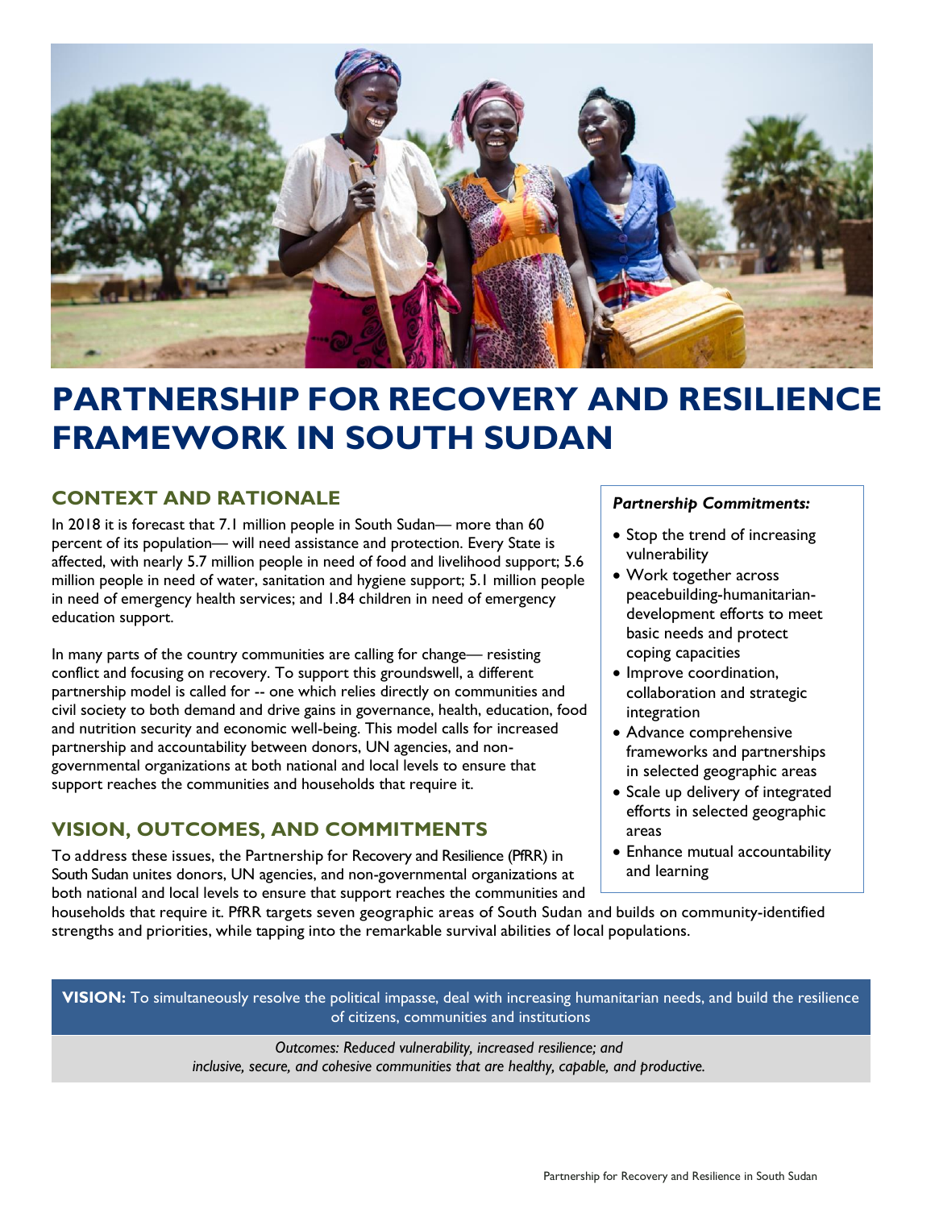# PARTNERSHIP FOR RECOVERY AND RESILIENCE FRAMEWORK IN SOUTH SUDAN

## CONTEXT AND RATIONALE

In 2018 it is forecast that 7.1 million people in South Sudan— more than 60 percent of its population— will need assistance and protection. Every State is affected, with nearly 5.7 million people in need of food and livelihood support; 5.6 million people in need of water, sanitation and hygiene support; 5.1 million people in need of emergency health services; and 1.84 children in need of emergency education support.

In many parts of the country communities are calling for change— resisting conflict and focusing on recovery. To support this groundswell, a different partnership model is called for -- one which relies directly on communities and civil society to both demand and drive gains in governance, health, education, food and nutrition security and economic well-being. This model calls for increased partnership and accountability between donors, UN agencies, and non-governmental organizations at both national and local levels to ensure that support reaches the communities and households that require it.

*Partnership Commitments:*

- Stop the trend of increasing vulnerability
- Work together across peacebuilding-humanitarian-development efforts to meet basic needs and protect coping capacities
- Improve coordination, collaboration and strategic integration
- Advance comprehensive frameworks and partnerships in selected geographic areas
- Scale up delivery of integrated efforts in selected geographic areas
- Enhance mutual accountability and learning

## VISION, OUTCOMES, AND COMMITMENTS

To address these issues, the Partnership for Recovery and Resilience (PfRR) in South Sudan unites donors, UN agencies, and non-governmental organizations at both national and local levels to ensure that support reaches the communities and households that require it. PfRR targets seven geographic areas of South Sudan and builds on community-identified strengths and priorities, while tapping into the remarkable survival abilities of local populations.

**VISION:** To simultaneously resolve the political impasse, deal with increasing humanitarian needs, and build the resilience of citizens, communities and institutions

*Outcomes: Reduced vulnerability, increased resilience; and inclusive, secure, and cohesive communities that are healthy, capable, and productive.*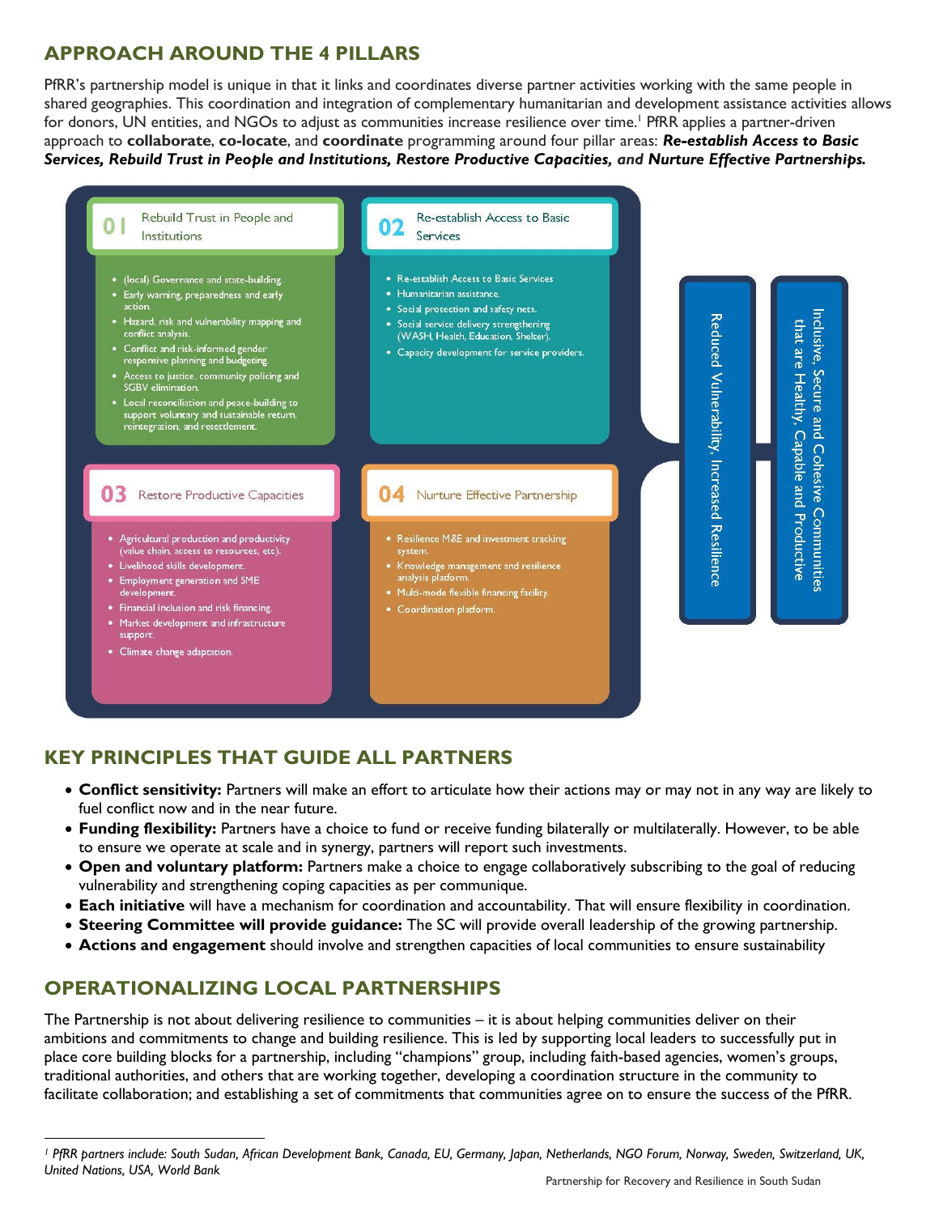## APPROACH AROUND THE 4 PILLARS

PfRR's partnership model is unique in that it links and coordinates diverse partner activities working with the same people in shared geographies. This coordination and integration of complementary humanitarian and development assistance activities allows for donors, UN entities, and NGOs to adjust as communities increase resilience over time.[1] PfRR applies a partner-driven approach to **collaborate**, **co-locate**, and **coordinate** programming around four pillar areas: ***Re-establish Access to Basic Services, Rebuild Trust in People and Institutions, Restore Productive Capacities, and Nurture Effective Partnerships.***

**01 Rebuild Trust in People and Institutions**

- (local) Governance and state-building.
- Early warning, preparedness and early action.
- Hazard, risk and vulnerability mapping and conflict analysis.
- Conflict and risk-informed gender responsive planning and budgeting.
- Access to justice, community policing and SGBV elimination.
- Local reconciliation and peace-building to support voluntary and sustainable return, reintegration, and resettlement.

**02 Re-establish Access to Basic Services**

- Re-establish Access to Basic Services
- Humanitarian assistance.
- Social protection and safety nets.
- Social service delivery strengthening (WASH, Health, Education, Shelter).
- Capacity development for service providers.

**03 Restore Productive Capacities**

- Agricultural production and productivity (value chain, access to resources, etc).
- Livelihood skills development.
- Employment generation and SME development.
- Financial inclusion and risk financing.
- Market development and infrastructure support.
- Climate change adaptation.

**04 Nurture Effective Partnership**

- Resilience M&E and investment tracking system.
- Knowledge management and resilience analysis platform.
- Multi-mode flexible financing facility.
- Coordination platform.

Reduced Vulnerability, Increased Resilience

Inclusive, Secure and Cohesive Communities that are Healthy, Capable and Productive

## KEY PRINCIPLES THAT GUIDE ALL PARTNERS

- **Conflict sensitivity:** Partners will make an effort to articulate how their actions may or may not in any way are likely to fuel conflict now and in the near future.
- **Funding flexibility:** Partners have a choice to fund or receive funding bilaterally or multilaterally. However, to be able to ensure we operate at scale and in synergy, partners will report such investments.
- **Open and voluntary platform:** Partners make a choice to engage collaboratively subscribing to the goal of reducing vulnerability and strengthening coping capacities as per communique.
- **Each initiative** will have a mechanism for coordination and accountability. That will ensure flexibility in coordination.
- **Steering Committee will provide guidance:** The SC will provide overall leadership of the growing partnership.
- **Actions and engagement** should involve and strengthen capacities of local communities to ensure sustainability

## OPERATIONALIZING LOCAL PARTNERSHIPS

The Partnership is not about delivering resilience to communities – it is about helping communities deliver on their ambitions and commitments to change and building resilience. This is led by supporting local leaders to successfully put in place core building blocks for a partnership, including "champions" group, including faith-based agencies, women's groups, traditional authorities, and others that are working together, developing a coordination structure in the community to facilitate collaboration; and establishing a set of commitments that communities agree on to ensure the success of the PfRR.

---

[1] *PfRR partners include: South Sudan, African Development Bank, Canada, EU, Germany, Japan, Netherlands, NGO Forum, Norway, Sweden, Switzerland, UK, United Nations, USA, World Bank*